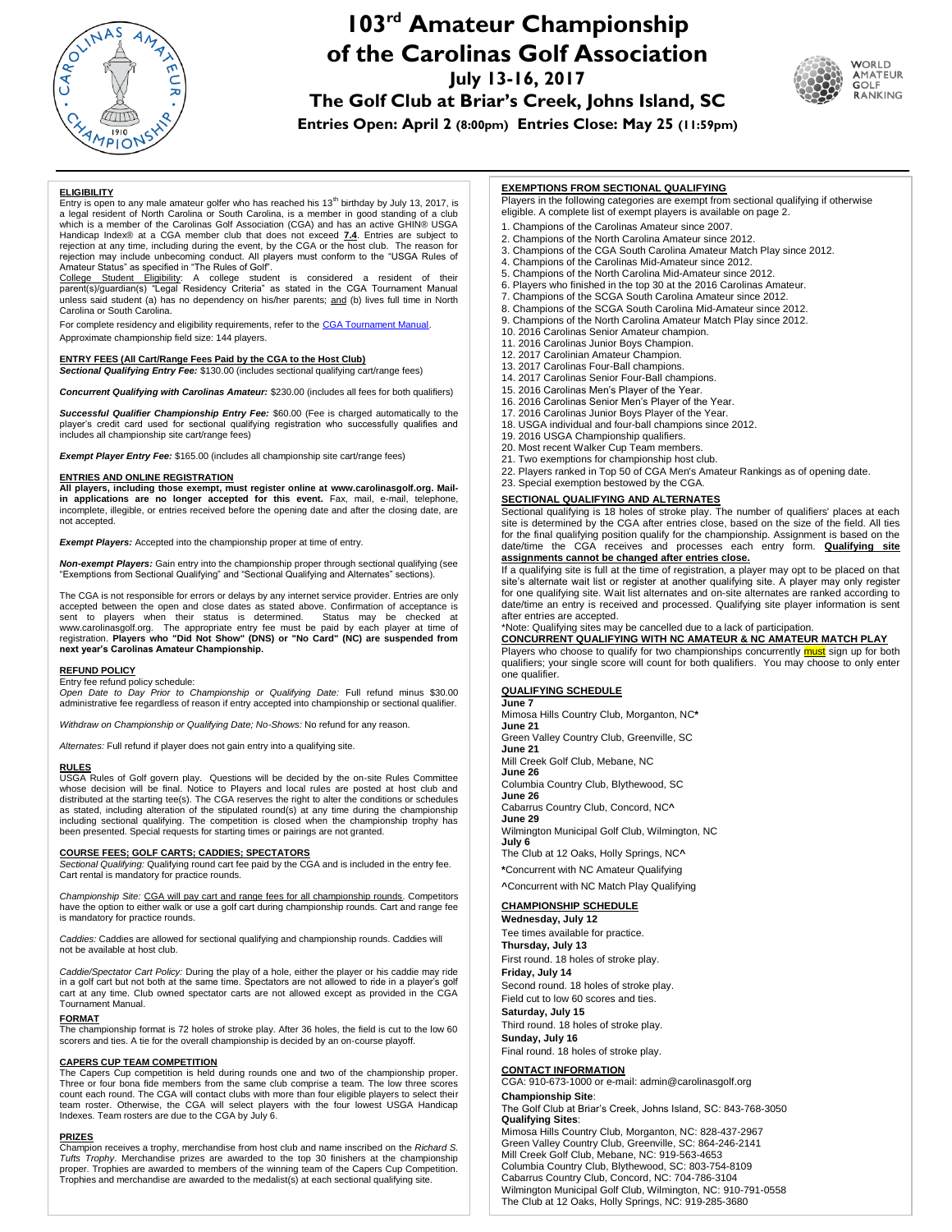# 103rd Amateur Championship of the Carolinas Golf Association

**July 13-16, 2017**

**The Golf Club at Briar's Creek, Johns Island, SC**

**Entries Open: April 2 (8:00pm) Entries Close: May 25 (11:59pm)**

## ELIGIBILITY

Entry is open to any male amateur golfer who has reached his 13th birthday by July 13, 2017, is a legal resident of North Carolina or South Carolina, is a member in good standing of a club which is a member of the Carolinas Golf Association (CGA) and has an active GHIN® USGA Handicap Index® at a CGA member club that does not exceed **7.4**. Entries are subject to rejection at any time, including during the event, by the CGA or the host club. The reason for rejection may include unbecoming conduct. All players must conform to the "USGA Rules of Amateur Status" as specified in "The Rules of Golf".

College Student Eligibility: A college student is considered a resident of their parent(s)/guardian(s) "Legal Residency Criteria" as stated in the CGA Tournament Manual unless said student (a) has no dependency on his/her parents; and (b) lives full time in North Carolina or South Carolina.

For complete residency and eligibility requirements, refer to the CGA Tournament Manual.

Approximate championship field size: 144 players.

## ENTRY FEES (All Cart/Range Fees Paid by the CGA to the Host Club)

***Sectional Qualifying Entry Fee:*** $130.00 (includes sectional qualifying cart/range fees)

***Concurrent Qualifying with Carolinas Amateur:*** $230.00 (includes all fees for both qualifiers)

***Successful Qualifier Championship Entry Fee:*** $60.00 (Fee is charged automatically to the player's credit card used for sectional qualifying registration who successfully qualifies and includes all championship site cart/range fees)

***Exempt Player Entry Fee:*** $165.00 (includes all championship site cart/range fees)

## ENTRIES AND ONLINE REGISTRATION

**All players, including those exempt, must register online at www.carolinasgolf.org. Mail-in applications are no longer accepted for this event.** Fax, mail, e-mail, telephone, incomplete, illegible, or entries received before the opening date and after the closing date, are not accepted.

***Exempt Players:*** Accepted into the championship proper at time of entry.

***Non-exempt Players:*** Gain entry into the championship proper through sectional qualifying (see "Exemptions from Sectional Qualifying" and "Sectional Qualifying and Alternates" sections).

The CGA is not responsible for errors or delays by any internet service provider. Entries are only accepted between the open and close dates as stated above. Confirmation of acceptance is sent to players when their status is determined. Status may be checked at www.carolinasgolf.org. The appropriate entry fee must be paid by each player at time of registration. **Players who "Did Not Show" (DNS) or "No Card" (NC) are suspended from next year's Carolinas Amateur Championship.**

## REFUND POLICY

Entry fee refund policy schedule:

*Open Date to Day Prior to Championship or Qualifying Date:* Full refund minus $30.00 administrative fee regardless of reason if entry accepted into championship or sectional qualifier.

*Withdraw on Championship or Qualifying Date; No-Shows:* No refund for any reason.

*Alternates:* Full refund if player does not gain entry into a qualifying site.

## RULES

USGA Rules of Golf govern play. Questions will be decided by the on-site Rules Committee whose decision will be final. Notice to Players and local rules are posted at host club and distributed at the starting tee(s). The CGA reserves the right to alter the conditions or schedules as stated, including alteration of the stipulated round(s) at any time during the championship including sectional qualifying. The competition is closed when the championship trophy has been presented. Special requests for starting times or pairings are not granted.

## COURSE FEES; GOLF CARTS; CADDIES; SPECTATORS

*Sectional Qualifying:* Qualifying round cart fee paid by the CGA and is included in the entry fee. Cart rental is mandatory for practice rounds.

*Championship Site:* CGA will pay cart and range fees for all championship rounds. Competitors have the option to either walk or use a golf cart during championship rounds. Cart and range fee is mandatory for practice rounds.

*Caddies:* Caddies are allowed for sectional qualifying and championship rounds. Caddies will not be available at host club.

*Caddie/Spectator Cart Policy:* During the play of a hole, either the player or his caddie may ride in a golf cart but not both at the same time. Spectators are not allowed to ride in a player's golf cart at any time. Club owned spectator carts are not allowed except as provided in the CGA Tournament Manual.

## FORMAT

The championship format is 72 holes of stroke play. After 36 holes, the field is cut to the low 60 scorers and ties. A tie for the overall championship is decided by an on-course playoff.

## CAPERS CUP TEAM COMPETITION

The Capers Cup competition is held during rounds one and two of the championship proper. Three or four bona fide members from the same club comprise a team. The low three scores count each round. The CGA will contact clubs with more than four eligible players to select their team roster. Otherwise, the CGA will select players with the four lowest USGA Handicap Indexes. Team rosters are due to the CGA by July 6.

## PRIZES

Champion receives a trophy, merchandise from host club and name inscribed on the *Richard S. Tufts Trophy*. Merchandise prizes are awarded to the top 30 finishers at the championship proper. Trophies are awarded to members of the winning team of the Capers Cup Competition. Trophies and merchandise are awarded to the medalist(s) at each sectional qualifying site.

## EXEMPTIONS FROM SECTIONAL QUALIFYING

Players in the following categories are exempt from sectional qualifying if otherwise eligible. A complete list of exempt players is available on page 2.

1. Champions of the Carolinas Amateur since 2007.
2. Champions of the North Carolina Amateur since 2012.
3. Champions of the CGA South Carolina Amateur Match Play since 2012.
4. Champions of the Carolinas Mid-Amateur since 2012.
5. Champions of the North Carolina Mid-Amateur since 2012.
6. Players who finished in the top 30 at the 2016 Carolinas Amateur.
7. Champions of the SCGA South Carolina Amateur since 2012.
8. Champions of the SCGA South Carolina Mid-Amateur since 2012.
9. Champions of the North Carolina Amateur Match Play since 2012.
10. 2016 Carolinas Senior Amateur champion.
11. 2016 Carolinas Junior Boys Champion.
12. 2017 Carolinian Amateur Champion.
13. 2017 Carolinas Four-Ball champions.
14. 2017 Carolinas Senior Four-Ball champions.
15. 2016 Carolinas Men's Player of the Year.
16. 2016 Carolinas Senior Men's Player of the Year.
17. 2016 Carolinas Junior Boys Player of the Year.
18. USGA individual and four-ball champions since 2012.
19. 2016 USGA Championship qualifiers.
20. Most recent Walker Cup Team members.
21. Two exemptions for championship host club.
22. Players ranked in Top 50 of CGA Men's Amateur Rankings as of opening date.
23. Special exemption bestowed by the CGA.

## SECTIONAL QUALIFYING AND ALTERNATES

Sectional qualifying is 18 holes of stroke play. The number of qualifiers' places at each site is determined by the CGA after entries close, based on the size of the field. All ties for the final qualifying position qualify for the championship. Assignment is based on the date/time the CGA receives and processes each entry form. **Qualifying site assignments cannot be changed after entries close.**

If a qualifying site is full at the time of registration, a player may opt to be placed on that site's alternate wait list or register at another qualifying site. A player may only register for one qualifying site. Wait list alternates and on-site alternates are ranked according to date/time an entry is received and processed. Qualifying site player information is sent after entries are accepted.

*Note: Qualifying sites may be cancelled due to a lack of participation.

## CONCURRENT QUALIFYING WITH NC AMATEUR & NC AMATEUR MATCH PLAY

Players who choose to qualify for two championships concurrently must sign up for both qualifiers; your single score will count for both qualifiers. You may choose to only enter one qualifier.

## QUALIFYING SCHEDULE

**June 7**
Mimosa Hills Country Club, Morganton, NC*

**June 21**
Green Valley Country Club, Greenville, SC

**June 21**
Mill Creek Golf Club, Mebane, NC

**June 26**
Columbia Country Club, Blythewood, SC

**June 26**
Cabarrus Country Club, Concord, NC^

**June 29**
Wilmington Municipal Golf Club, Wilmington, NC

**July 6**
The Club at 12 Oaks, Holly Springs, NC^

*Concurrent with NC Amateur Qualifying

^Concurrent with NC Match Play Qualifying

## CHAMPIONSHIP SCHEDULE

**Wednesday, July 12**
Tee times available for practice.

**Thursday, July 13**
First round. 18 holes of stroke play.

**Friday, July 14**
Second round. 18 holes of stroke play.
Field cut to low 60 scores and ties.

**Saturday, July 15**
Third round. 18 holes of stroke play.

**Sunday, July 16**
Final round. 18 holes of stroke play.

## CONTACT INFORMATION

CGA: 910-673-1000 or e-mail: admin@carolinasgolf.org

**Championship Site**:
The Golf Club at Briar's Creek, Johns Island, SC: 843-768-3050

**Qualifying Sites**:
Mimosa Hills Country Club, Morganton, NC: 828-437-2967
Green Valley Country Club, Greenville, SC: 864-246-2141
Mill Creek Golf Club, Mebane, NC: 919-563-4653
Columbia Country Club, Blythewood, SC: 803-754-8109
Cabarrus Country Club, Concord, NC: 704-786-3104
Wilmington Municipal Golf Club, Wilmington, NC: 910-791-0558
The Club at 12 Oaks, Holly Springs, NC: 919-285-3680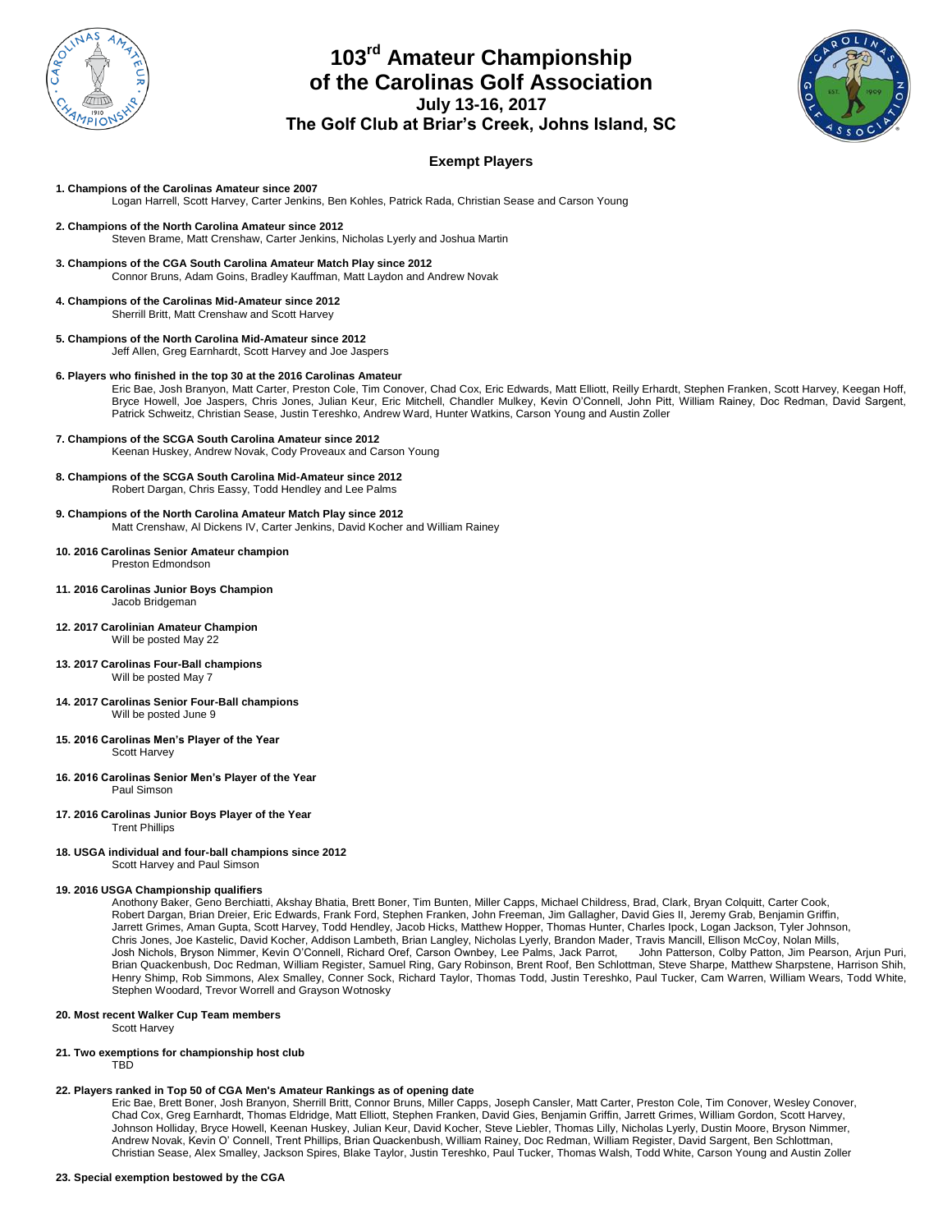# 103rd Amateur Championship of the Carolinas Golf Association

## July 13-16, 2017

## The Golf Club at Briar's Creek, Johns Island, SC

### Exempt Players

**1. Champions of the Carolinas Amateur since 2007**
Logan Harrell, Scott Harvey, Carter Jenkins, Ben Kohles, Patrick Rada, Christian Sease and Carson Young

**2. Champions of the North Carolina Amateur since 2012**
Steven Brame, Matt Crenshaw, Carter Jenkins, Nicholas Lyerly and Joshua Martin

**3. Champions of the CGA South Carolina Amateur Match Play since 2012**
Connor Bruns, Adam Goins, Bradley Kauffman, Matt Laydon and Andrew Novak

**4. Champions of the Carolinas Mid-Amateur since 2012**
Sherrill Britt, Matt Crenshaw and Scott Harvey

**5. Champions of the North Carolina Mid-Amateur since 2012**
Jeff Allen, Greg Earnhardt, Scott Harvey and Joe Jaspers

**6. Players who finished in the top 30 at the 2016 Carolinas Amateur**
Eric Bae, Josh Branyon, Matt Carter, Preston Cole, Tim Conover, Chad Cox, Eric Edwards, Matt Elliott, Reilly Erhardt, Stephen Franken, Scott Harvey, Keegan Hoff, Bryce Howell, Joe Jaspers, Chris Jones, Julian Keur, Eric Mitchell, Chandler Mulkey, Kevin O'Connell, John Pitt, William Rainey, Doc Redman, David Sargent, Patrick Schweitz, Christian Sease, Justin Tereshko, Andrew Ward, Hunter Watkins, Carson Young and Austin Zoller

**7. Champions of the SCGA South Carolina Amateur since 2012**
Keenan Huskey, Andrew Novak, Cody Proveaux and Carson Young

**8. Champions of the SCGA South Carolina Mid-Amateur since 2012**
Robert Dargan, Chris Eassy, Todd Hendley and Lee Palms

**9. Champions of the North Carolina Amateur Match Play since 2012**
Matt Crenshaw, Al Dickens IV, Carter Jenkins, David Kocher and William Rainey

**10. 2016 Carolinas Senior Amateur champion**
Preston Edmondson

**11. 2016 Carolinas Junior Boys Champion**
Jacob Bridgeman

**12. 2017 Carolinian Amateur Champion**
Will be posted May 22

**13. 2017 Carolinas Four-Ball champions**
Will be posted May 7

**14. 2017 Carolinas Senior Four-Ball champions**
Will be posted June 9

**15. 2016 Carolinas Men's Player of the Year**
Scott Harvey

**16. 2016 Carolinas Senior Men's Player of the Year**
Paul Simson

**17. 2016 Carolinas Junior Boys Player of the Year**
Trent Phillips

**18. USGA individual and four-ball champions since 2012**
Scott Harvey and Paul Simson

**19. 2016 USGA Championship qualifiers**
Anothony Baker, Geno Berchiatti, Akshay Bhatia, Brett Boner, Tim Bunten, Miller Capps, Michael Childress, Brad, Clark, Bryan Colquitt, Carter Cook, Robert Dargan, Brian Dreier, Eric Edwards, Frank Ford, Stephen Franken, John Freeman, Jim Gallagher, David Gies II, Jeremy Grab, Benjamin Griffin, Jarrett Grimes, Aman Gupta, Scott Harvey, Todd Hendley, Jacob Hicks, Matthew Hopper, Thomas Hunter, Charles Ipock, Logan Jackson, Tyler Johnson, Chris Jones, Joe Kastelic, David Kocher, Addison Lambeth, Brian Langley, Nicholas Lyerly, Brandon Mader, Travis Mancill, Ellison McCoy, Nolan Mills, Josh Nichols, Bryson Nimmer, Kevin O'Connell, Richard Oref, Carson Ownbey, Lee Palms, Jack Parrot, John Patterson, Colby Patton, Jim Pearson, Arjun Puri, Brian Quackenbush, Doc Redman, William Register, Samuel Ring, Gary Robinson, Brent Roof, Ben Schlottman, Steve Sharpe, Matthew Sharpstene, Harrison Shih, Henry Shimp, Rob Simmons, Alex Smalley, Conner Sock, Richard Taylor, Thomas Todd, Justin Tereshko, Paul Tucker, Cam Warren, William Wears, Todd White, Stephen Woodard, Trevor Worrell and Grayson Wotnosky

**20. Most recent Walker Cup Team members**
Scott Harvey

**21. Two exemptions for championship host club**
TBD

**22. Players ranked in Top 50 of CGA Men's Amateur Rankings as of opening date**
Eric Bae, Brett Boner, Josh Branyon, Sherrill Britt, Connor Bruns, Miller Capps, Joseph Cansler, Matt Carter, Preston Cole, Tim Conover, Wesley Conover, Chad Cox, Greg Earnhardt, Thomas Eldridge, Matt Elliott, Stephen Franken, David Gies, Benjamin Griffin, Jarrett Grimes, William Gordon, Scott Harvey, Johnson Holliday, Bryce Howell, Keenan Huskey, Julian Keur, David Kocher, Steve Liebler, Thomas Lilly, Nicholas Lyerly, Dustin Moore, Bryson Nimmer, Andrew Novak, Kevin O' Connell, Trent Phillips, Brian Quackenbush, William Rainey, Doc Redman, William Register, David Sargent, Ben Schlottman, Christian Sease, Alex Smalley, Jackson Spires, Blake Taylor, Justin Tereshko, Paul Tucker, Thomas Walsh, Todd White, Carson Young and Austin Zoller

**23. Special exemption bestowed by the CGA**